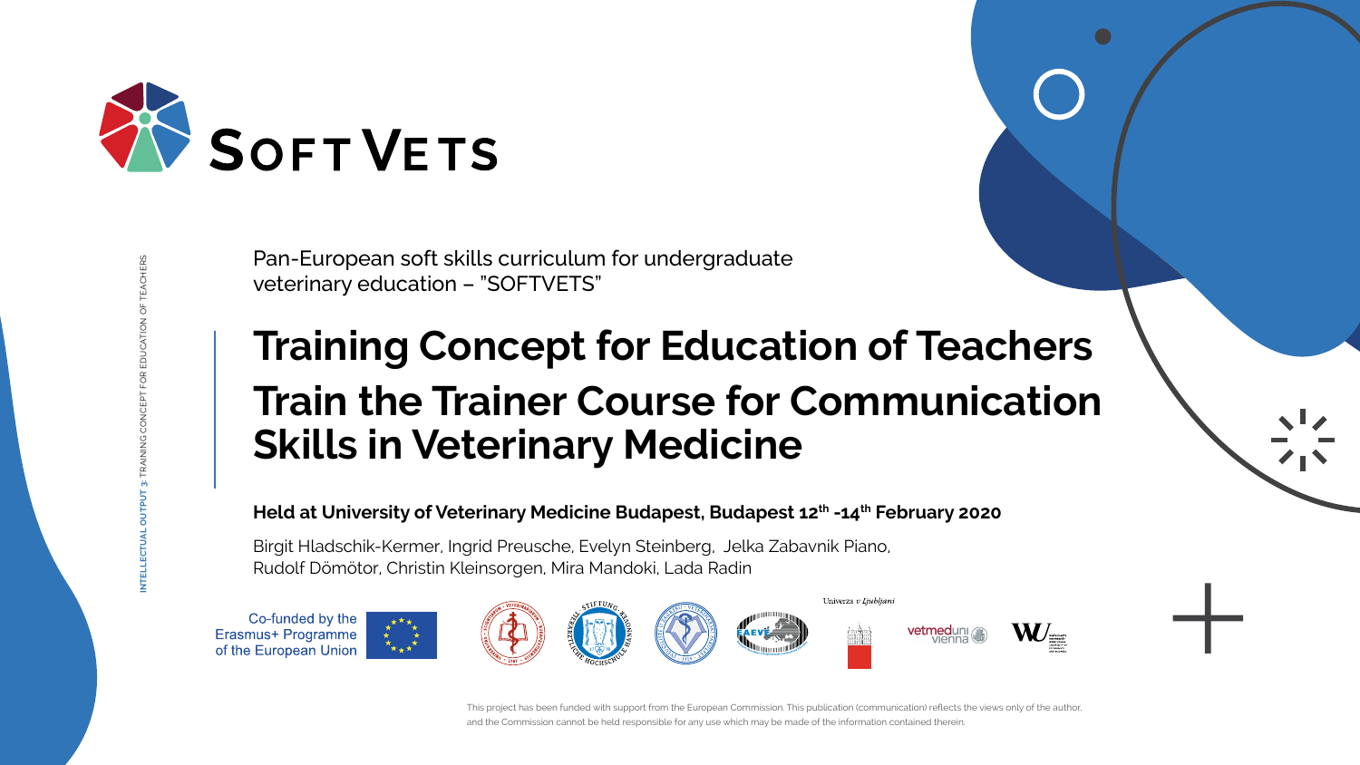SOFT VETS

INTELLECTUAL OUTPUT 3: TRAINING CONCEPT FOR EDUCATION OF TEACHERS

Pan-European soft skills curriculum for undergraduate veterinary education – "SOFTVETS"

# Training Concept for Education of Teachers

# Train the Trainer Course for Communication Skills in Veterinary Medicine

**Held at University of Veterinary Medicine Budapest, Budapest 12th -14th February 2020**

Birgit Hladschik-Kermer, Ingrid Preusche, Evelyn Steinberg, Jelka Zabavnik Piano, Rudolf Dömötor, Christin Kleinsorgen, Mira Mandoki, Lada Radin

Co-funded by the Erasmus+ Programme of the European Union

Univerza v Ljubljani

vetmeduni vienna

This project has been funded with support from the European Commission. This publication (communication) reflects the views only of the author, and the Commission cannot be held responsible for any use which may be made of the information contained therein.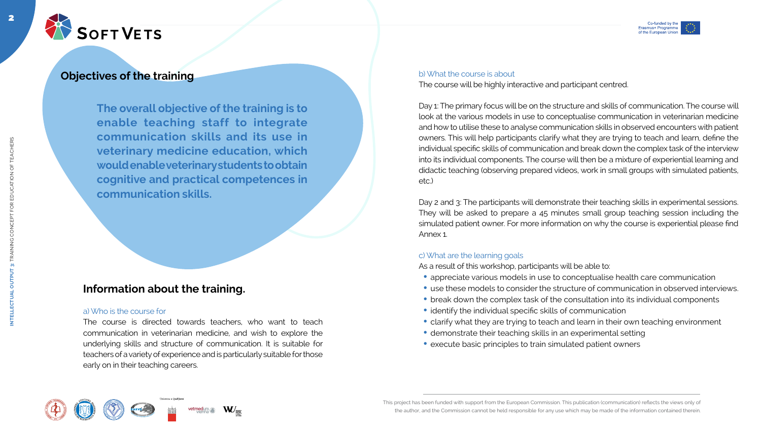## Objectives of the training

**The overall objective of the training is to enable teaching staff to integrate communication skills and its use in veterinary medicine education, which would enable veterinary students to obtain cognitive and practical competences in communication skills.**

## Information about the training.

a) Who is the course for

The course is directed towards teachers, who want to teach communication in veterinarian medicine, and wish to explore the underlying skills and structure of communication. It is suitable for teachers of a variety of experience and is particularly suitable for those early on in their teaching careers.

b) What the course is about

The course will be highly interactive and participant centred.

Day 1: The primary focus will be on the structure and skills of communication. The course will look at the various models in use to conceptualise communication in veterinarian medicine and how to utilise these to analyse communication skills in observed encounters with patient owners. This will help participants clarify what they are trying to teach and learn, define the individual specific skills of communication and break down the complex task of the interview into its individual components. The course will then be a mixture of experiential learning and didactic teaching (observing prepared videos, work in small groups with simulated patients, etc.)

Day 2 and 3: The participants will demonstrate their teaching skills in experimental sessions. They will be asked to prepare a 45 minutes small group teaching session including the simulated patient owner. For more information on why the course is experiential please find Annex 1.

c) What are the learning goals

As a result of this workshop, participants will be able to:

- appreciate various models in use to conceptualise health care communication
- use these models to consider the structure of communication in observed interviews.
- break down the complex task of the consultation into its individual components
- identify the individual specific skills of communication
- clarify what they are trying to teach and learn in their own teaching environment
- demonstrate their teaching skills in an experimental setting
- execute basic principles to train simulated patient owners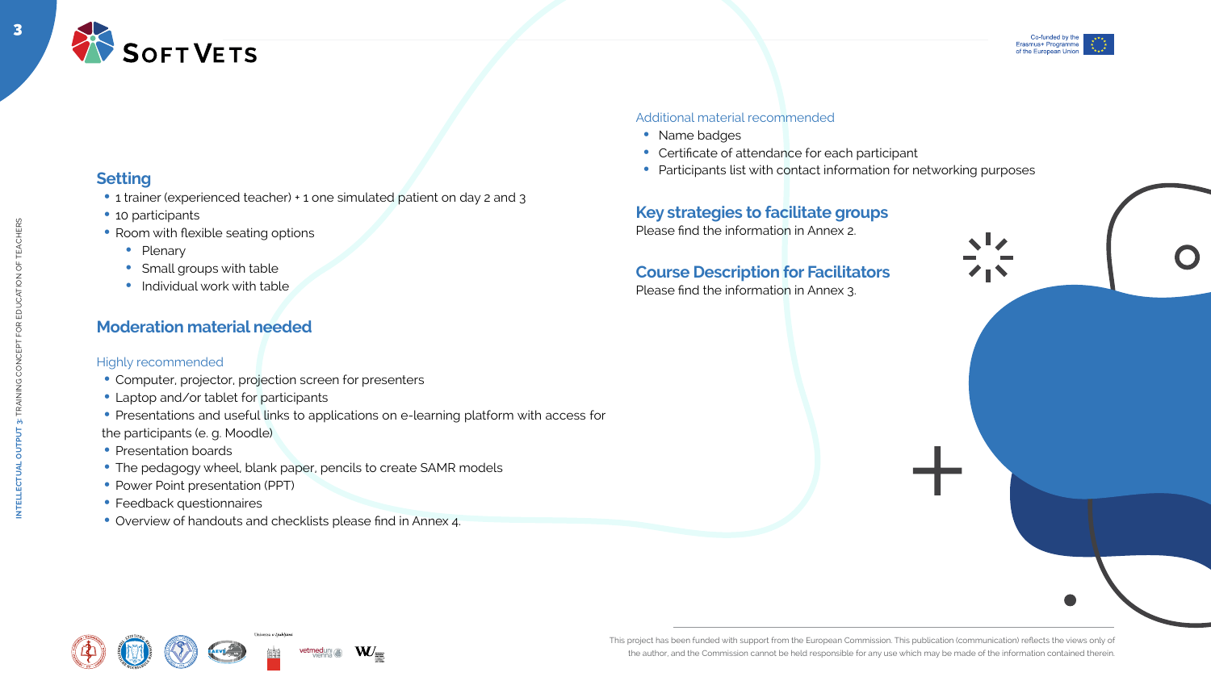## Setting

- 1 trainer (experienced teacher) + 1 one simulated patient on day 2 and 3
- 10 participants
- Room with flexible seating options
  - Plenary
  - Small groups with table
  - Individual work with table

## Moderation material needed

Highly recommended

- Computer, projector, projection screen for presenters
- Laptop and/or tablet for participants
- Presentations and useful links to applications on e-learning platform with access for the participants (e. g. Moodle)
- Presentation boards
- The pedagogy wheel, blank paper, pencils to create SAMR models
- Power Point presentation (PPT)
- Feedback questionnaires
- Overview of handouts and checklists please find in Annex 4.

Additional material recommended

- Name badges
- Certificate of attendance for each participant
- Participants list with contact information for networking purposes

## Key strategies to facilitate groups

Please find the information in Annex 2.

## Course Description for Facilitators

Please find the information in Annex 3.

This project has been funded with support from the European Commission. This publication (communication) reflects the views only of the author, and the Commission cannot be held responsible for any use which may be made of the information contained therein.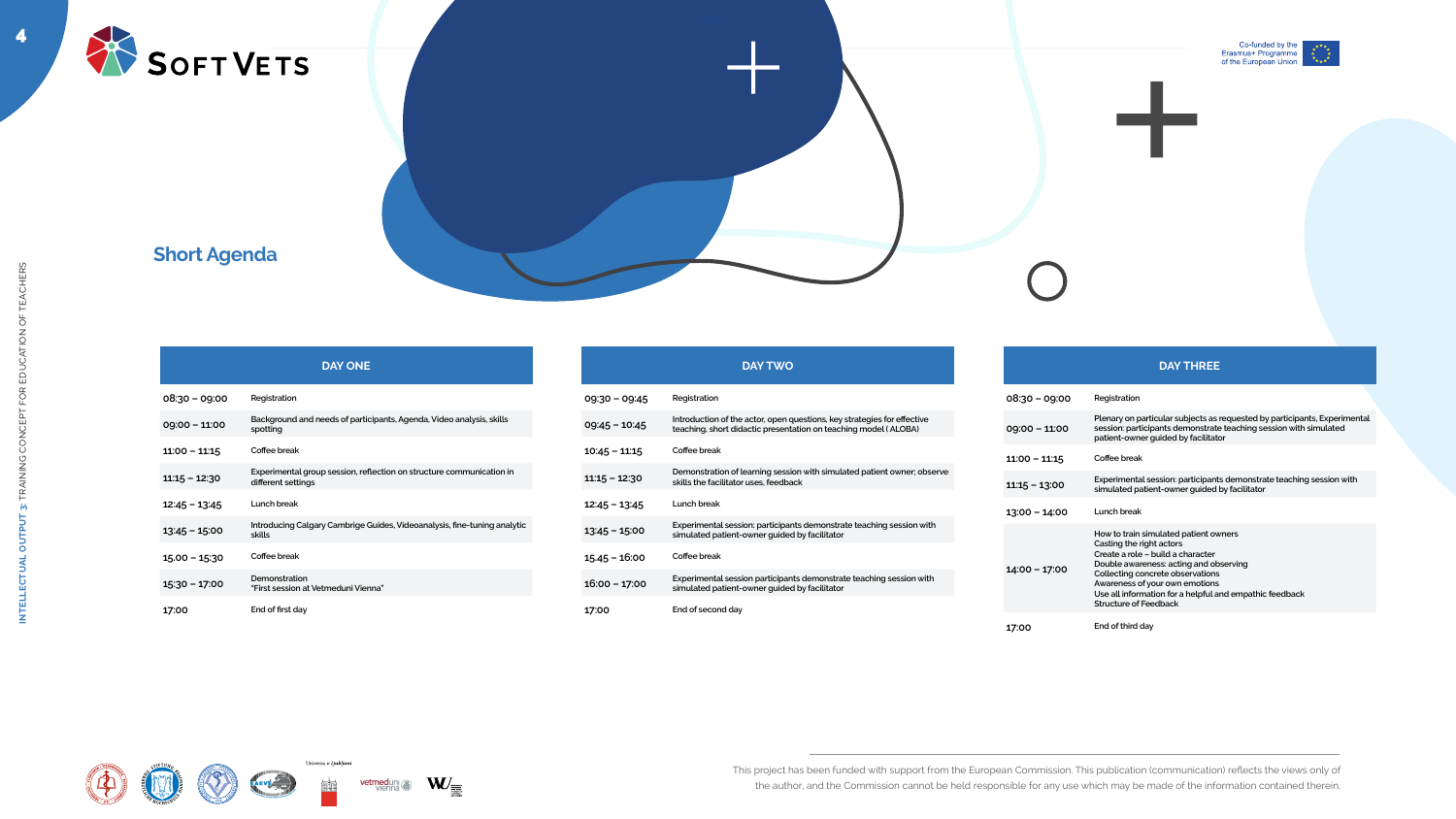## Short Agenda

| DAY ONE | |
|---|---|
| 08:30 – 09:00 | Registration |
| 09:00 – 11:00 | Background and needs of participants, Agenda, Video analysis, skills spotting |
| 11:00 – 11:15 | Coffee break |
| 11:15 – 12:30 | Experimental group session, reflection on structure communication in different settings |
| 12:45 – 13:45 | Lunch break |
| 13:45 – 15:00 | Introducing Calgary Cambrige Guides, Videoanalysis, fine-tuning analytic skills |
| 15.00 – 15:30 | Coffee break |
| 15:30 – 17:00 | Demonstration "First session at Vetmeduni Vienna" |
| 17:00 | End of first day |

| DAY TWO | |
|---|---|
| 09:30 – 09:45 | Registration |
| 09:45 – 10:45 | Introduction of the actor, open questions, key strategies for effective teaching, short didactic presentation on teaching model ( ALOBA) |
| 10:45 – 11:15 | Coffee break |
| 11:15 – 12:30 | Demonstration of learning session with simulated patient owner; observe skills the facilitator uses, feedback |
| 12:45 – 13:45 | Lunch break |
| 13:45 – 15:00 | Experimental session: participants demonstrate teaching session with simulated patient-owner guided by facilitator |
| 15.45 – 16:00 | Coffee break |
| 16:00 – 17:00 | Experimental session participants demonstrate teaching session with simulated patient-owner guided by facilitator |
| 17:00 | End of second day |

| DAY THREE | |
|---|---|
| 08:30 – 09:00 | Registration |
| 09:00 – 11:00 | Plenary on particular subjects as requested by participants, Experimental session: participants demonstrate teaching session with simulated patient-owner guided by facilitator |
| 11:00 – 11:15 | Coffee break |
| 11:15 – 13:00 | Experimental session: participants demonstrate teaching session with simulated patient-owner guided by facilitator |
| 13:00 – 14:00 | Lunch break |
| 14:00 – 17:00 | How to train simulated patient owners<br>Casting the right actors<br>Create a role – build a character<br>Double awareness: acting and observing<br>Collecting concrete observations<br>Awareness of your own emotions<br>Use all information for a helpful and empathic feedback<br>Structure of Feedback |
| 17:00 | End of third day |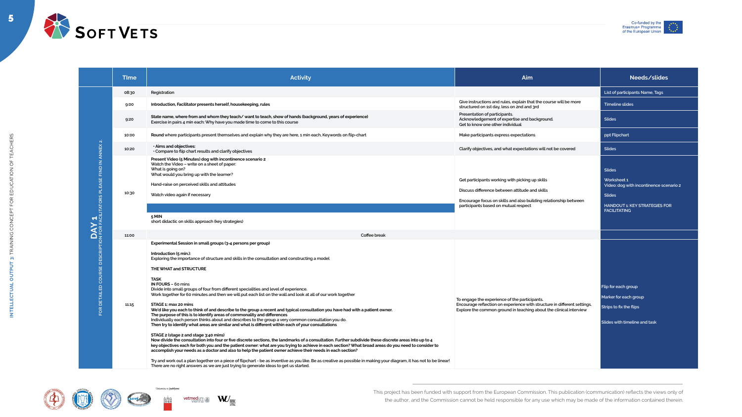| | TIme | Activity | Aim | Needs/slides |
|---|---|---|---|---|
| **DAY 1** FOR DETAILED COURSE DESCRIPTION FOR FACILITATORS PLEASE FIND IN ANNEX 2. | 08:30 | Registration | | List of participants Name, Tags |
| | 9:00 | **Introduction, Facilitator presents herself, housekeeping, rules** | Give instructions and rules, explain that the course will be more structured on 1st day, less on 2nd and 3rd | Timeline slides |
| | 9:20 | **State name, where from and whom they teach/ want to teach, show of hands (background, years of experience)** Exercise in pairs 4 min each: Why have you made time to come to this course | Presentation of participants. Acknowledgement of expertise and background. Get to know one other individual | Slides |
| | 10:00 | **Round** where participants present themselves and explain why they are here, 1 min each, Keywords on flip-chart | Make participants express expectations | ppt Flipchart |
| | 10:20 | • **Aims and objectives:** • Compare to flip chart results and clarify objectives | Clarify objectives, and what expectations will not be covered | Slides |
| | 10:30 | **Present Video (5 Minutes) dog with incontinence scenario 2** Watch the Video – write on a sheet of paper: What is going on? What would you bring up with the learner? Hand-raise on perceived skills and attitudes Watch video again if necessary **5 MIN** short didactic on skills approach (key strategies) | Get participants working with picking up skills Discuss difference between attitude and skills Encourage focus on skills and also building relationship between participants based on mutual respect | Slides Worksheet 1 Video: dog with incontinence scenario 2 Slides HANDOUT 1: KEY STRATEGIES FOR FACILITATING |
| | 11:00 | Coffee break | | |
| | 11:15 | **Experimental Session in small groups (3-4 persons per group)** **Introduction (5 min.):** Exploring the importance of structure and skills in the consultation and constructing a model **THE WHAT and STRUCTURE** **TASK** **IN FOURS – 60 mins** Divide into small groups of four from different specialities and level of experience. Work together for 60 minutes and then we will put each list on the wall and look at all of our work together **STAGE 1: max 20 mins** **We'd like you each to think of and describe to the group a recent and typical consultation you have had with a patient owner.** **The purpose of this is to identify areas of commonality and differences** Individually each person thinks about and describes to the group a very common consultation you do. **Then try to identify what areas are similar and what is different within each of your consultations** **STAGE 2 (stage 2 and stage 3:40 mins)** **Now divide the consultation into four or five discrete sections, the landmarks of a consultation. Further subdivide these discrete areas into up to 4 key objectives each for both you and the patient owner: what are you trying to achieve in each section? What broad areas do you need to consider to accomplish your needs as a doctor and also to help the patient owner achieve their needs in each section?** Try and work out a plan together on a piece of flipchart - be as inventive as you like. Be as creative as possible in making your diagram, it has not to be linear! There are no right answers as we are just trying to generate ideas to get us started. | To engage the experience of the participants. Encourage reflection on experience with structure in different settings. Explore the common ground in teaching about the clinical interview | Flip for each group Marker for each group Strips to fix the flips Slides with timeline and task |

This project has been funded with support from the European Commission. This publication (communication) reflects the views only of the author, and the Commission cannot be held responsible for any use which may be made of the information contained therein.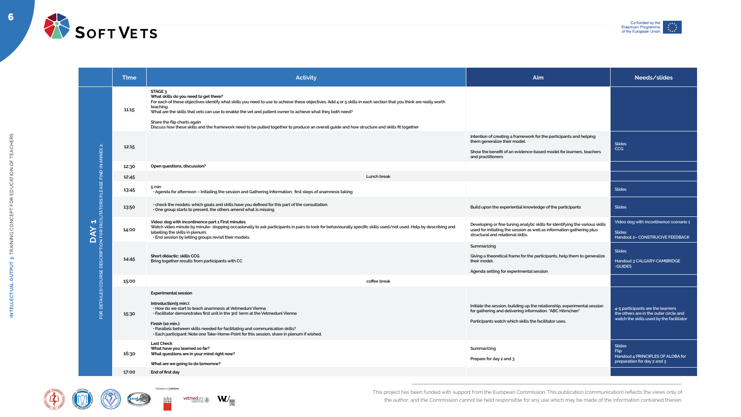| | Time | Activity | Aim | Needs/slides |
|---|---|---|---|---|
| DAY 1 FOR DETAILED COURSE DESCRIPTION FOR FACILITATORS PLEASE FIND IN ANNEX 2. | 11:15 | **STAGE 3**<br>**What skills do you need to get there?**<br>For each of these objectives identify what skills you need to use to achieve these objectives. Add 4 or 5 skills in each section that you think are really worth teaching.<br>What are the skills that vets can use to enable the vet and patient owner to achieve what they both need?<br><br>Share the flip charts again<br>Discuss how these skills and the framework need to be pulled together to produce an overall guide and how structure and skills fit together | | |
| | 12:15 | | Intention of creating a framework for the participants and helping them generalize their model.<br><br>Show the benefit of an evidence-based model for learners, teachers and practitioners | Slides<br>CCG |
| | 12:30 | **Open questions, discussion?** | | |
| | 12:45 | Lunch break | | |
| | 13:45 | 5 min<br>• Agenda for afternoon – Initiating the session and Gathering Information; first steps of anamnesis taking | | Slides |
| | 13:50 | • check the models: which goals and skills have you defined for this part of the consultation.<br>• One group starts to present, the others amend what is missing | Build upon the experiential knowledge of the participants | Slides |
| | 14:00 | **Video: dog with incontinence part 1 First minutes**<br>Watch video minute by minute- stopping occasionally to ask participants in pairs to look for behaviourally specific skills used/not used. Help by describing and labelling the skills in plenum.<br>• End session by letting groups revisit their models. | Developing or fine tuning analytic skills for identifying the various skills used for initiating the session as well as information gathering plus structural and relational skills. | Video dog with incontinence scenario 1<br><br>Slides<br>Handout 2– CONSTRUCIVE FEEDBACK |
| | 14:45 | **Short didactic: skills CCG**<br>Bring together results from participants with CC | Summarizing<br><br>Giving a theoretical frame for the participants, help them to generalize their model.<br><br>Agenda setting for experimental session | Slides<br><br>Handout 3 CALGARY-CAMBRIDGE -GUIDES |
| | 15:00 | coffee break | | |
| | 15:30 | **Experimental session**<br><br>**Introduction(5 min.):**<br>• How do we start to teach anamnesis at Vetmeduni Vienna<br>• Facilitator demonstrates first unit in the 3rd term at the Vetmeduni Vienna<br><br>**Finish (10 min.):**<br>• Parallels between skills needed for facilitating and communication skills?<br>• Each participant: Note one Take-Home-Point for this session, share in plenum if wished. | Initiate the session, building up the relationship, experimental session for gathering and delivering information. "ABC Hörnchen"<br><br>Participants watch which skills the facilitator uses. | 4-5 participants are the learners<br>the others are in the outer circle and watch the skills used by the facilitator |
| | 16:30 | **Last Check**<br>**What have you learned so far?**<br>**What questions are in your mind right now?**<br><br>**What are we going to do tomorrow?** | Summarizing<br><br>Prepare for day 2 and 3 | Slides<br>Flip<br>Handout 4 PRINCIPLES OF ALOBA for preparation for day 2 and 3 |
| | 17:00 | **End of first day** | | |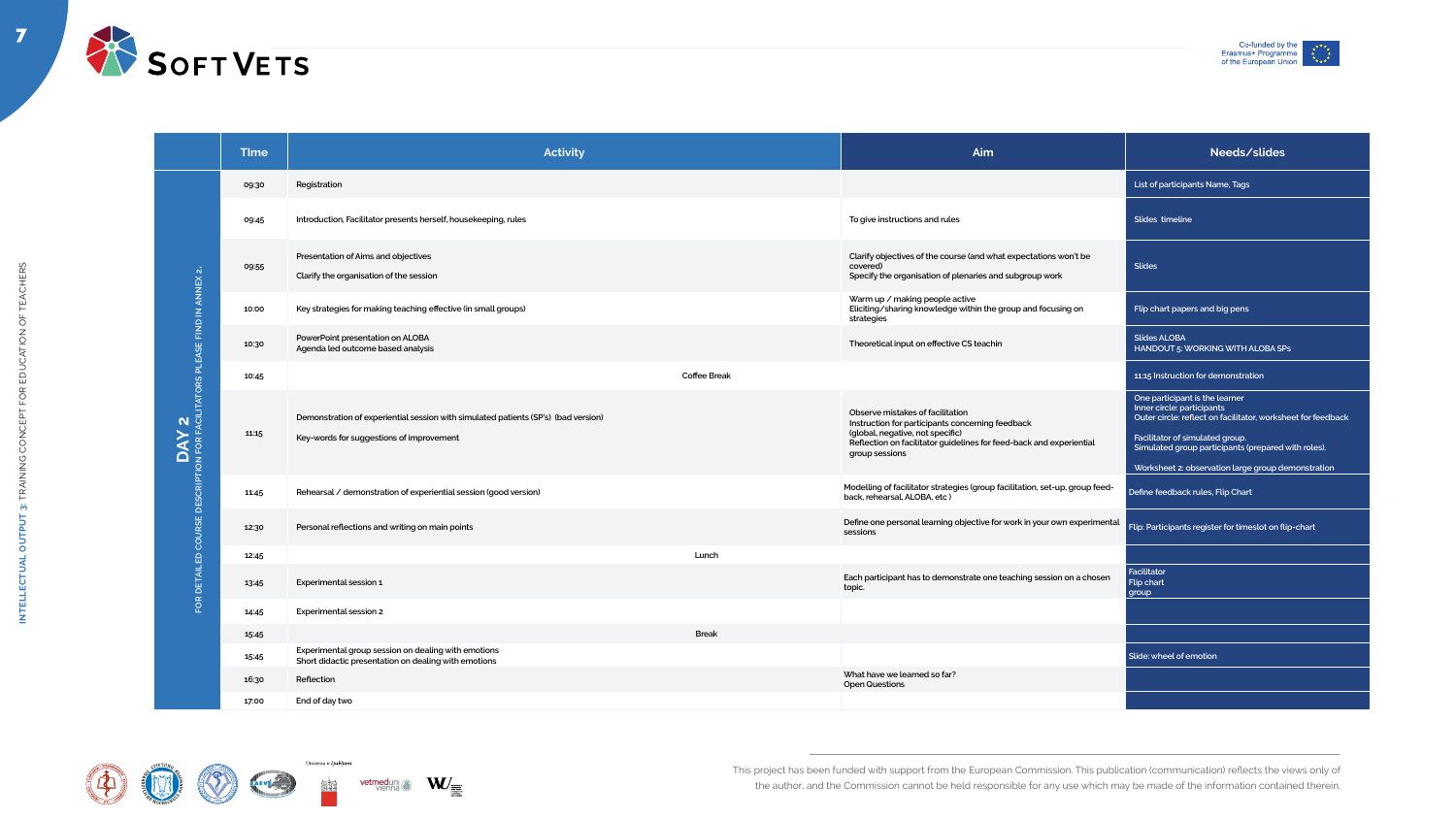| | TIme | Activity | Aim | Needs/slides |
|---|---|---|---|---|
| DAY 2 FOR DETAIL ED COURSE DESCRIPTION FOR FACILITATORS PLEASE FIND IN ANNEX 2. | 09:30 | Registration | | List of participants Name, Tags |
| | 09:45 | Introduction, Facilitator presents herself, housekeeping, rules | To give instructions and rules | Slides timeline |
| | 09:55 | Presentation of Aims and objectives<br>Clarify the organisation of the session | Clarify objectives of the course (and what expectations won't be covered)<br>Specify the organisation of plenaries and subgroup work | Slides |
| | 10:00 | Key strategies for making teaching effective (in small groups) | Warm up / making people active<br>Eliciting/sharing knowledge within the group and focusing on strategies | Flip chart papers and big pens |
| | 10:30 | PowerPoint presentation on ALOBA<br>Agenda led outcome based analysis | Theoretical input on effective CS teachin | Slides ALOBA<br>HANDOUT 5: WORKING WITH ALOBA SPs |
| | 10:45 | Coffee Break | | 11:15 Instruction for demonstration |
| | 11:15 | Demonstration of experiential session with simulated patients (SP's) (bad version)<br>Key-words for suggestions of improvement | Observe mistakes of facilitation<br>Instruction for participants concerning feedback (global, negative, not specific)<br>Reflection on facilitator guidelines for feed-back and experiential group sessions | One participant is the learner<br>Inner circle: participants<br>Outer circle: reflect on facilitator, worksheet for feedback<br>Facilitator of simulated group.<br>Simulated group participants (prepared with roles).<br>Worksheet 2: observation large group demonstration |
| | 11:45 | Rehearsal / demonstration of experiential session (good version) | Modelling of facilitator strategies (group facilitation, set-up, group feed-back, rehearsal, ALOBA, etc ) | Define feedback rules, Flip Chart |
| | 12:30 | Personal reflections and writing on main points | Define one personal learning objective for work in your own experimental sessions | Flip: Participants register for timeslot on flip-chart |
| | 12:45 | Lunch | | |
| | 13:45 | Experimental session 1 | Each participant has to demonstrate one teaching session on a chosen topic. | Facilitator<br>Flip chart<br>group |
| | 14:45 | Experimental session 2 | | |
| | 15:45 | Break | | |
| | 15:45 | Experimental group session on dealing with emotions<br>Short didactic presentation on dealing with emotions | | Slide: wheel of emotion |
| | 16:30 | Reflection | What have we learned so far?<br>Open Questions | |
| | 17:00 | End of day two | | |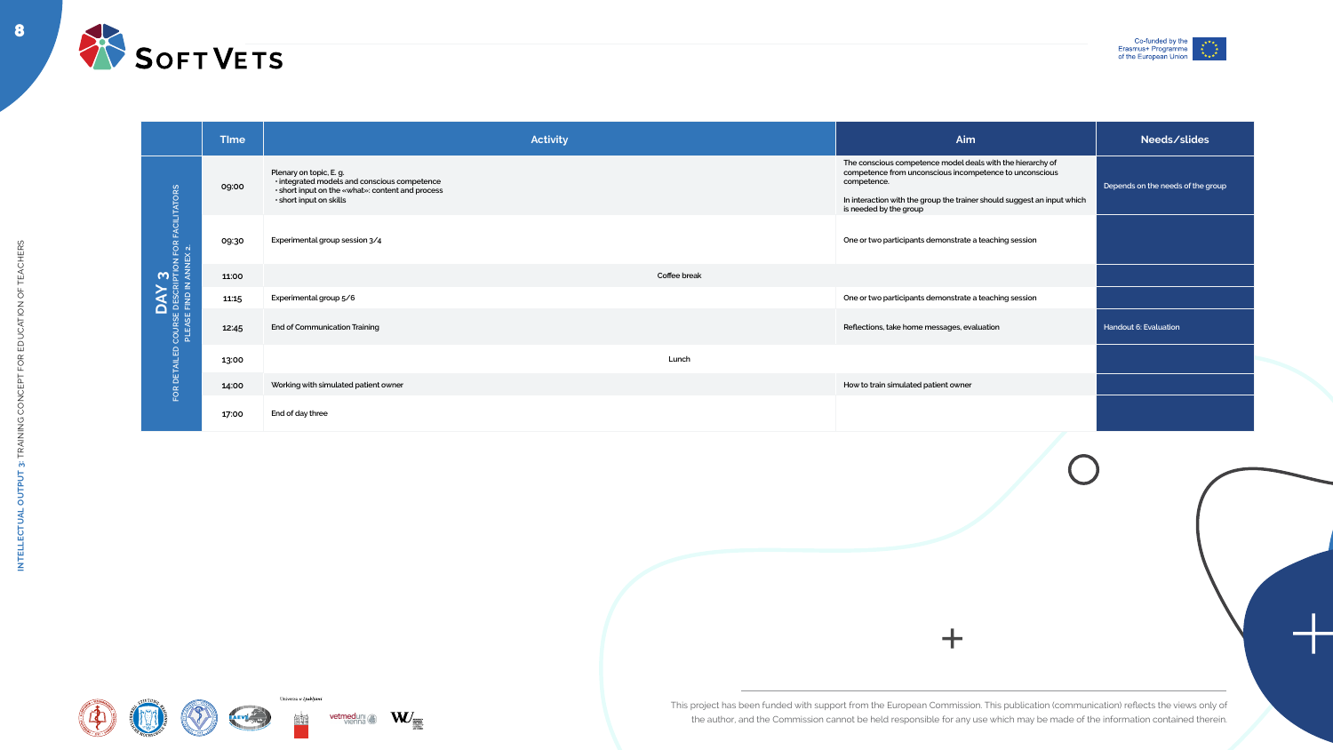| | Time | Activity | Aim | Needs/slides |
|---|---|---|---|---|
| DAY 3 FOR DETAILED COURSE DESCRIPTION FOR FACILITATORS PLEASE FIND IN ANNEX 2. | 09:00 | Plenary on topic, E. g.<br>• integrated models and conscious competence<br>• short input on the «what»: content and process<br>• short input on skills | The conscious competence model deals with the hierarchy of competence from unconscious incompetence to unconscious competence.<br><br>In interaction with the group the trainer should suggest an input which is needed by the group | Depends on the needs of the group |
| | 09:30 | Experimental group session 3/4 | One or two participants demonstrate a teaching session | |
| | 11:00 | Coffee break | | |
| | 11:15 | Experimental group 5/6 | One or two participants demonstrate a teaching session | |
| | 12:45 | End of Communication Training | Reflections, take home messages, evaluation | Handout 6: Evaluation |
| | 13:00 | Lunch | | |
| | 14:00 | Working with simulated patient owner | How to train simulated patient owner | |
| | 17:00 | End of day three | | |

This project has been funded with support from the European Commission. This publication (communication) reflects the views only of the author, and the Commission cannot be held responsible for any use which may be made of the information contained therein.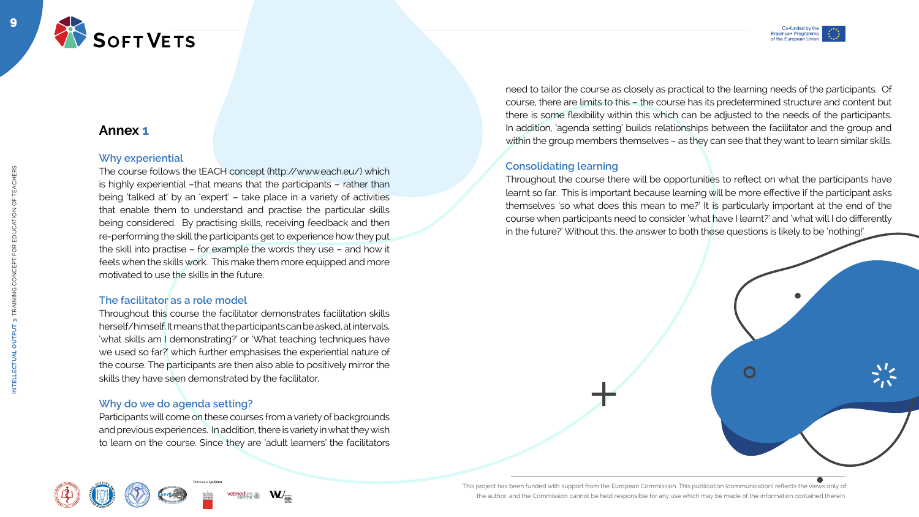## Annex 1

### Why experiential

The course follows the tEACH concept (http://www.each.eu/) which is highly experiential –that means that the participants – rather than being 'talked at' by an 'expert' – take place in a variety of activities that enable them to understand and practise the particular skills being considered. By practising skills, receiving feedback and then re-performing the skill the participants get to experience how they put the skill into practise – for example the words they use – and how it feels when the skills work. This make them more equipped and more motivated to use the skills in the future.

### The facilitator as a role model

Throughout this course the facilitator demonstrates facilitation skills herself/himself. It means that the participants can be asked, at intervals, 'what skills am I demonstrating?' or 'What teaching techniques have we used so far?' which further emphasises the experiential nature of the course. The participants are then also able to positively mirror the skills they have seen demonstrated by the facilitator.

### Why do we do agenda setting?

Participants will come on these courses from a variety of backgrounds and previous experiences. In addition, there is variety in what they wish to learn on the course. Since they are 'adult learners' the facilitators need to tailor the course as closely as practical to the learning needs of the participants. Of course, there are limits to this – the course has its predetermined structure and content but there is some flexibility within this which can be adjusted to the needs of the participants. In addition, 'agenda setting' builds relationships between the facilitator and the group and within the group members themselves – as they can see that they want to learn similar skills.

### Consolidating learning

Throughout the course there will be opportunities to reflect on what the participants have learnt so far. This is important because learning will be more effective if the participant asks themselves 'so what does this mean to me?' It is particularly important at the end of the course when participants need to consider 'what have I learnt?' and 'what will I do differently in the future?' Without this, the answer to both these questions is likely to be 'nothing!'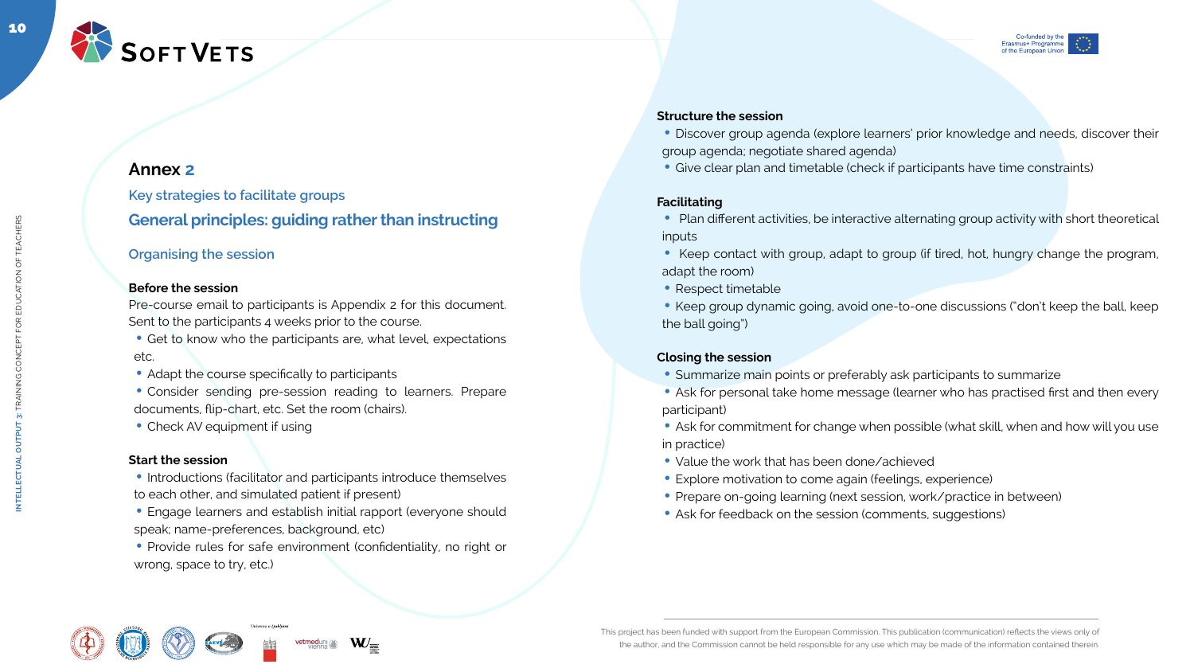# Annex 2

## Key strategies to facilitate groups

## General principles: guiding rather than instructing

### Organising the session

**Before the session**

Pre-course email to participants is Appendix 2 for this document. Sent to the participants 4 weeks prior to the course.

- Get to know who the participants are, what level, expectations etc.
- Adapt the course specifically to participants
- Consider sending pre-session reading to learners. Prepare documents, flip-chart, etc. Set the room (chairs).
- Check AV equipment if using

**Start the session**

- Introductions (facilitator and participants introduce themselves to each other, and simulated patient if present)
- Engage learners and establish initial rapport (everyone should speak; name-preferences, background, etc)
- Provide rules for safe environment (confidentiality, no right or wrong, space to try, etc.)

**Structure the session**

- Discover group agenda (explore learners' prior knowledge and needs, discover their group agenda; negotiate shared agenda)
- Give clear plan and timetable (check if participants have time constraints)

**Facilitating**

- Plan different activities, be interactive alternating group activity with short theoretical inputs
- Keep contact with group, adapt to group (if tired, hot, hungry change the program, adapt the room)
- Respect timetable
- Keep group dynamic going, avoid one-to-one discussions ("don't keep the ball, keep the ball going")

**Closing the session**

- Summarize main points or preferably ask participants to summarize
- Ask for personal take home message (learner who has practised first and then every participant)
- Ask for commitment for change when possible (what skill, when and how will you use in practice)
- Value the work that has been done/achieved
- Explore motivation to come again (feelings, experience)
- Prepare on-going learning (next session, work/practice in between)
- Ask for feedback on the session (comments, suggestions)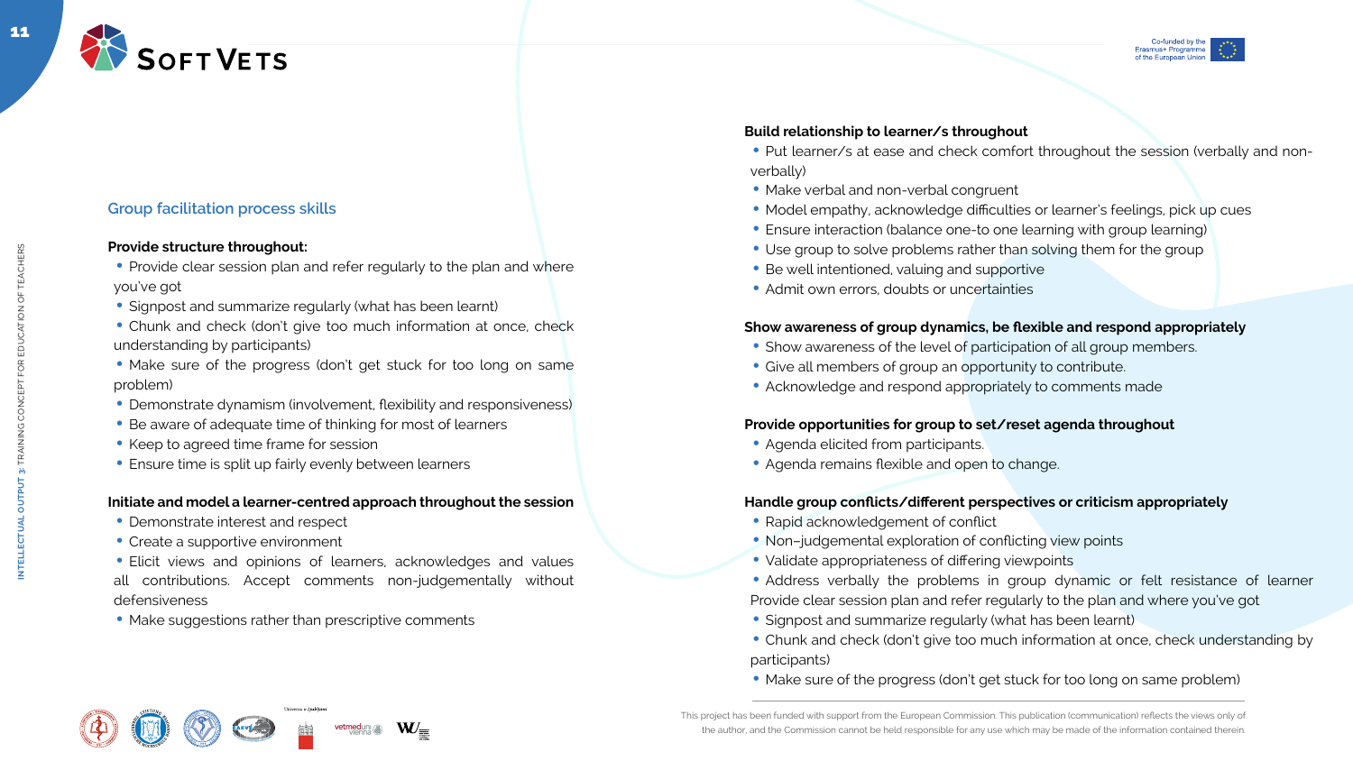## Group facilitation process skills

**Provide structure throughout:**

- Provide clear session plan and refer regularly to the plan and where you've got
- Signpost and summarize regularly (what has been learnt)
- Chunk and check (don't give too much information at once, check understanding by participants)
- Make sure of the progress (don't get stuck for too long on same problem)
- Demonstrate dynamism (involvement, flexibility and responsiveness)
- Be aware of adequate time of thinking for most of learners
- Keep to agreed time frame for session
- Ensure time is split up fairly evenly between learners

**Initiate and model a learner-centred approach throughout the session**

- Demonstrate interest and respect
- Create a supportive environment
- Elicit views and opinions of learners, acknowledges and values all contributions. Accept comments non-judgementally without defensiveness
- Make suggestions rather than prescriptive comments

**Build relationship to learner/s throughout**

- Put learner/s at ease and check comfort throughout the session (verbally and non-verbally)
- Make verbal and non-verbal congruent
- Model empathy, acknowledge difficulties or learner's feelings, pick up cues
- Ensure interaction (balance one-to one learning with group learning)
- Use group to solve problems rather than solving them for the group
- Be well intentioned, valuing and supportive
- Admit own errors, doubts or uncertainties

**Show awareness of group dynamics, be flexible and respond appropriately**

- Show awareness of the level of participation of all group members.
- Give all members of group an opportunity to contribute.
- Acknowledge and respond appropriately to comments made

**Provide opportunities for group to set/reset agenda throughout**

- Agenda elicited from participants.
- Agenda remains flexible and open to change.

**Handle group conflicts/different perspectives or criticism appropriately**

- Rapid acknowledgement of conflict
- Non–judgemental exploration of conflicting view points
- Validate appropriateness of differing viewpoints
- Address verbally the problems in group dynamic or felt resistance of learner Provide clear session plan and refer regularly to the plan and where you've got
- Signpost and summarize regularly (what has been learnt)
- Chunk and check (don't give too much information at once, check understanding by participants)
- Make sure of the progress (don't get stuck for too long on same problem)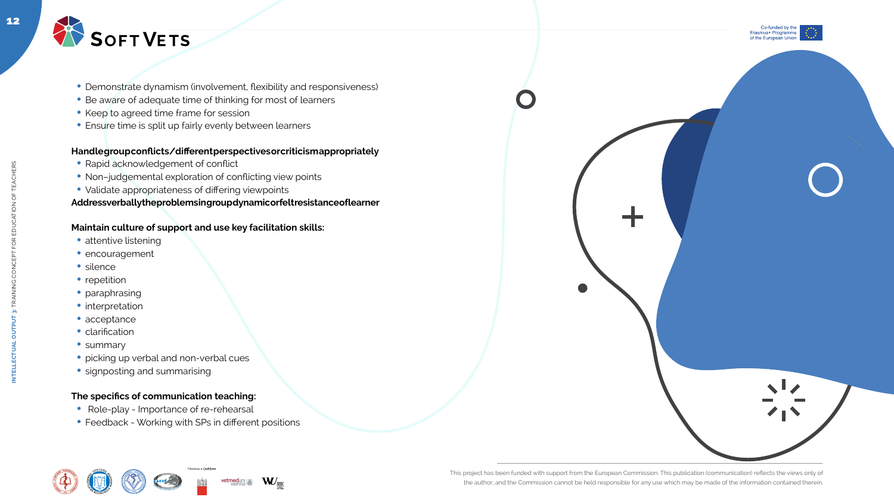- Demonstrate dynamism (involvement, flexibility and responsiveness)
- Be aware of adequate time of thinking for most of learners
- Keep to agreed time frame for session
- Ensure time is split up fairly evenly between learners

**Handlegroupconflicts/differentperspectivesorcriticismappropriately**

- Rapid acknowledgement of conflict
- Non–judgemental exploration of conflicting view points
- Validate appropriateness of differing viewpoints

**Addressverballytheproblemsingroupdynamicorfeltresistanceoflearner**

**Maintain culture of support and use key facilitation skills:**

- attentive listening
- encouragement
- silence
- repetition
- paraphrasing
- interpretation
- acceptance
- clarification
- summary
- picking up verbal and non-verbal cues
- signposting and summarising

**The specifics of communication teaching:**

- Role-play - Importance of re-rehearsal
- Feedback - Working with SPs in different positions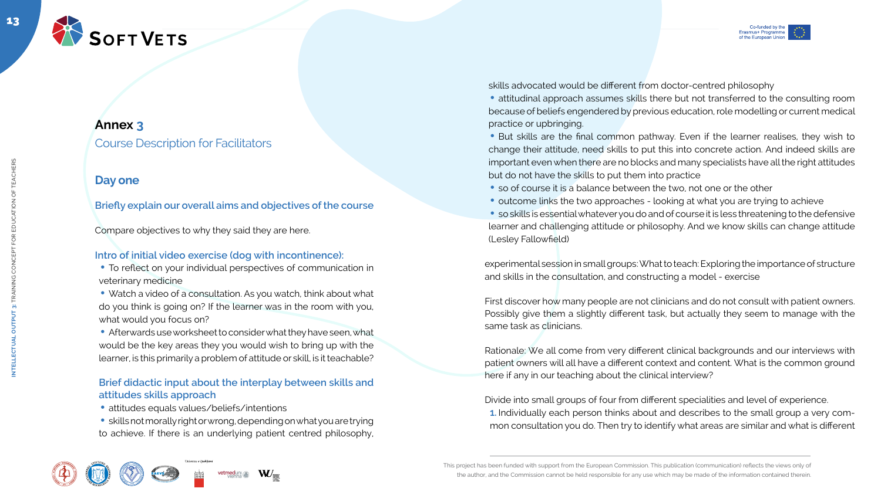## Annex 3

Course Description for Facilitators

### Day one

#### Briefly explain our overall aims and objectives of the course

Compare objectives to why they said they are here.

#### Intro of initial video exercise (dog with incontinence):

- To reflect on your individual perspectives of communication in veterinary medicine
- Watch a video of a consultation. As you watch, think about what do you think is going on? If the learner was in the room with you, what would you focus on?
- Afterwards use worksheet to consider what they have seen, what would be the key areas they you would wish to bring up with the learner, is this primarily a problem of attitude or skill, is it teachable?

#### Brief didactic input about the interplay between skills and attitudes skills approach

- attitudes equals values/beliefs/intentions
- skills not morally right or wrong, depending on what you are trying to achieve. If there is an underlying patient centred philosophy, skills advocated would be different from doctor-centred philosophy
- attitudinal approach assumes skills there but not transferred to the consulting room because of beliefs engendered by previous education, role modelling or current medical practice or upbringing.
- But skills are the final common pathway. Even if the learner realises, they wish to change their attitude, need skills to put this into concrete action. And indeed skills are important even when there are no blocks and many specialists have all the right attitudes but do not have the skills to put them into practice
- so of course it is a balance between the two, not one or the other
- outcome links the two approaches - looking at what you are trying to achieve
- so skills is essential whatever you do and of course it is less threatening to the defensive learner and challenging attitude or philosophy. And we know skills can change attitude (Lesley Fallowfield)

experimental session in small groups: What to teach: Exploring the importance of structure and skills in the consultation, and constructing a model - exercise

First discover how many people are not clinicians and do not consult with patient owners. Possibly give them a slightly different task, but actually they seem to manage with the same task as clinicians.

Rationale: We all come from very different clinical backgrounds and our interviews with patient owners will all have a different context and content. What is the common ground here if any in our teaching about the clinical interview?

Divide into small groups of four from different specialities and level of experience.

1. Individually each person thinks about and describes to the small group a very common consultation you do. Then try to identify what areas are similar and what is different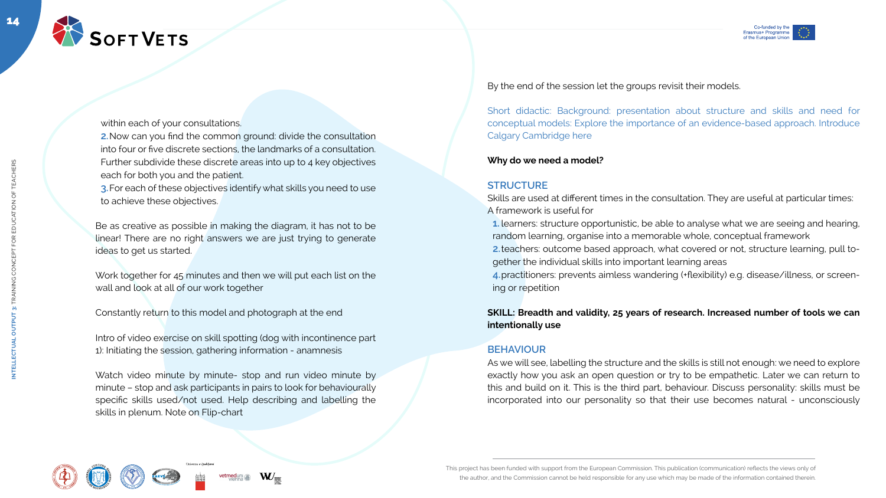within each of your consultations.

2. Now can you find the common ground: divide the consultation into four or five discrete sections, the landmarks of a consultation. Further subdivide these discrete areas into up to 4 key objectives each for both you and the patient.

3. For each of these objectives identify what skills you need to use to achieve these objectives.

Be as creative as possible in making the diagram, it has not to be linear! There are no right answers we are just trying to generate ideas to get us started.

Work together for 45 minutes and then we will put each list on the wall and look at all of our work together

Constantly return to this model and photograph at the end

Intro of video exercise on skill spotting (dog with incontinence part 1): Initiating the session, gathering information - anamnesis

Watch video minute by minute- stop and run video minute by minute – stop and ask participants in pairs to look for behaviourally specific skills used/not used. Help describing and labelling the skills in plenum. Note on Flip-chart

By the end of the session let the groups revisit their models.

Short didactic: Background: presentation about structure and skills and need for conceptual models: Explore the importance of an evidence-based approach. Introduce Calgary Cambridge here

**Why do we need a model?**

## STRUCTURE

Skills are used at different times in the consultation. They are useful at particular times: A framework is useful for

1. learners: structure opportunistic, be able to analyse what we are seeing and hearing, random learning, organise into a memorable whole, conceptual framework
2. teachers: outcome based approach, what covered or not, structure learning, pull together the individual skills into important learning areas
4. practitioners: prevents aimless wandering (+flexibility) e.g. disease/illness, or screening or repetition

**SKILL: Breadth and validity, 25 years of research. Increased number of tools we can intentionally use**

## BEHAVIOUR

As we will see, labelling the structure and the skills is still not enough: we need to explore exactly how you ask an open question or try to be empathetic. Later we can return to this and build on it. This is the third part, behaviour. Discuss personality: skills must be incorporated into our personality so that their use becomes natural - unconsciously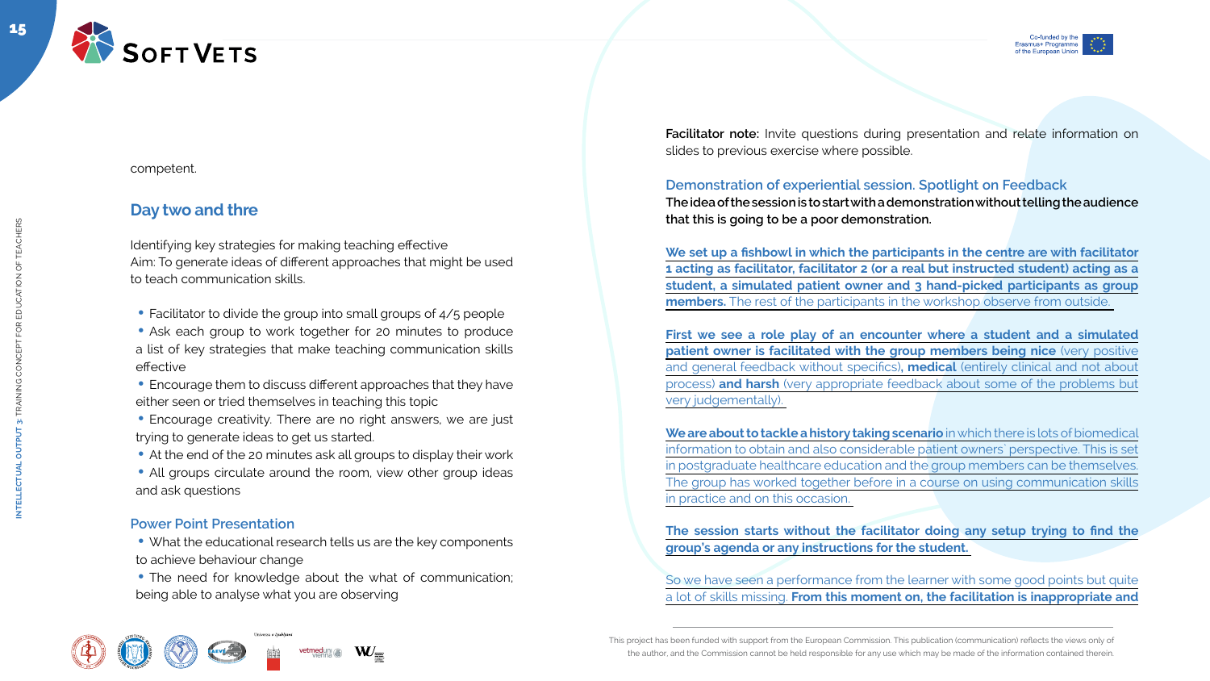competent.

## Day two and thre

Identifying key strategies for making teaching effective
Aim: To generate ideas of different approaches that might be used to teach communication skills.

- Facilitator to divide the group into small groups of 4/5 people
- Ask each group to work together for 20 minutes to produce a list of key strategies that make teaching communication skills effective
- Encourage them to discuss different approaches that they have either seen or tried themselves in teaching this topic
- Encourage creativity. There are no right answers, we are just trying to generate ideas to get us started.
- At the end of the 20 minutes ask all groups to display their work
- All groups circulate around the room, view other group ideas and ask questions

### Power Point Presentation

- What the educational research tells us are the key components to achieve behaviour change
- The need for knowledge about the what of communication; being able to analyse what you are observing

**Facilitator note:** Invite questions during presentation and relate information on slides to previous exercise where possible.

### Demonstration of experiential session. Spotlight on Feedback

**The idea of the session is to start with a demonstration without telling the audience that this is going to be a poor demonstration.**

**We set up a fishbowl in which the participants in the centre are with facilitator 1 acting as facilitator, facilitator 2 (or a real but instructed student) acting as a student, a simulated patient owner and 3 hand-picked participants as group members.** The rest of the participants in the workshop observe from outside.

**First we see a role play of an encounter where a student and a simulated patient owner is facilitated with the group members being nice** (very positive and general feedback without specifics)**, medical** (entirely clinical and not about process) **and harsh** (very appropriate feedback about some of the problems but very judgementally).

**We are about to tackle a history taking scenario** in which there is lots of biomedical information to obtain and also considerable patient owners´ perspective. This is set in postgraduate healthcare education and the group members can be themselves. The group has worked together before in a course on using communication skills in practice and on this occasion.

**The session starts without the facilitator doing any setup trying to find the group's agenda or any instructions for the student.**

So we have seen a performance from the learner with some good points but quite a lot of skills missing. **From this moment on, the facilitation is inappropriate and**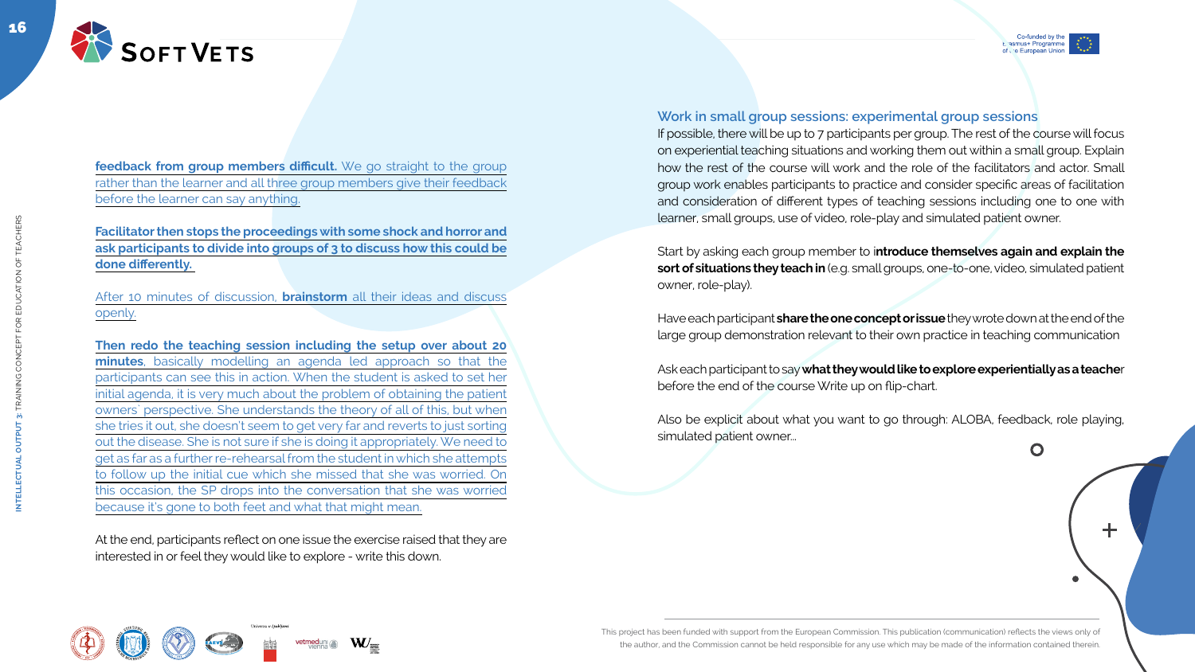**feedback from group members difficult.** We go straight to the group rather than the learner and all three group members give their feedback before the learner can say anything.

**Facilitator then stops the proceedings with some shock and horror and ask participants to divide into groups of 3 to discuss how this could be done differently.**

After 10 minutes of discussion, **brainstorm** all their ideas and discuss openly.

**Then redo the teaching session including the setup over about 20 minutes**, basically modelling an agenda led approach so that the participants can see this in action. When the student is asked to set her initial agenda, it is very much about the problem of obtaining the patient owners' perspective. She understands the theory of all of this, but when she tries it out, she doesn't seem to get very far and reverts to just sorting out the disease. She is not sure if she is doing it appropriately. We need to get as far as a further re-rehearsal from the student in which she attempts to follow up the initial cue which she missed that she was worried. On this occasion, the SP drops into the conversation that she was worried because it's gone to both feet and what that might mean.

At the end, participants reflect on one issue the exercise raised that they are interested in or feel they would like to explore - write this down.

### Work in small group sessions: experimental group sessions

If possible, there will be up to 7 participants per group. The rest of the course will focus on experiential teaching situations and working them out within a small group. Explain how the rest of the course will work and the role of the facilitators and actor. Small group work enables participants to practice and consider specific areas of facilitation and consideration of different types of teaching sessions including one to one with learner, small groups, use of video, role-play and simulated patient owner.

Start by asking each group member to i**ntroduce themselves again and explain the sort of situations they teach in** (e.g. small groups, one-to-one, video, simulated patient owner, role-play).

Have each participant **share the one concept or issue** they wrote down at the end of the large group demonstration relevant to their own practice in teaching communication

Ask each participant to say **what they would like to explore experientially as a teache**r before the end of the course Write up on flip-chart.

Also be explicit about what you want to go through: ALOBA, feedback, role playing, simulated patient owner...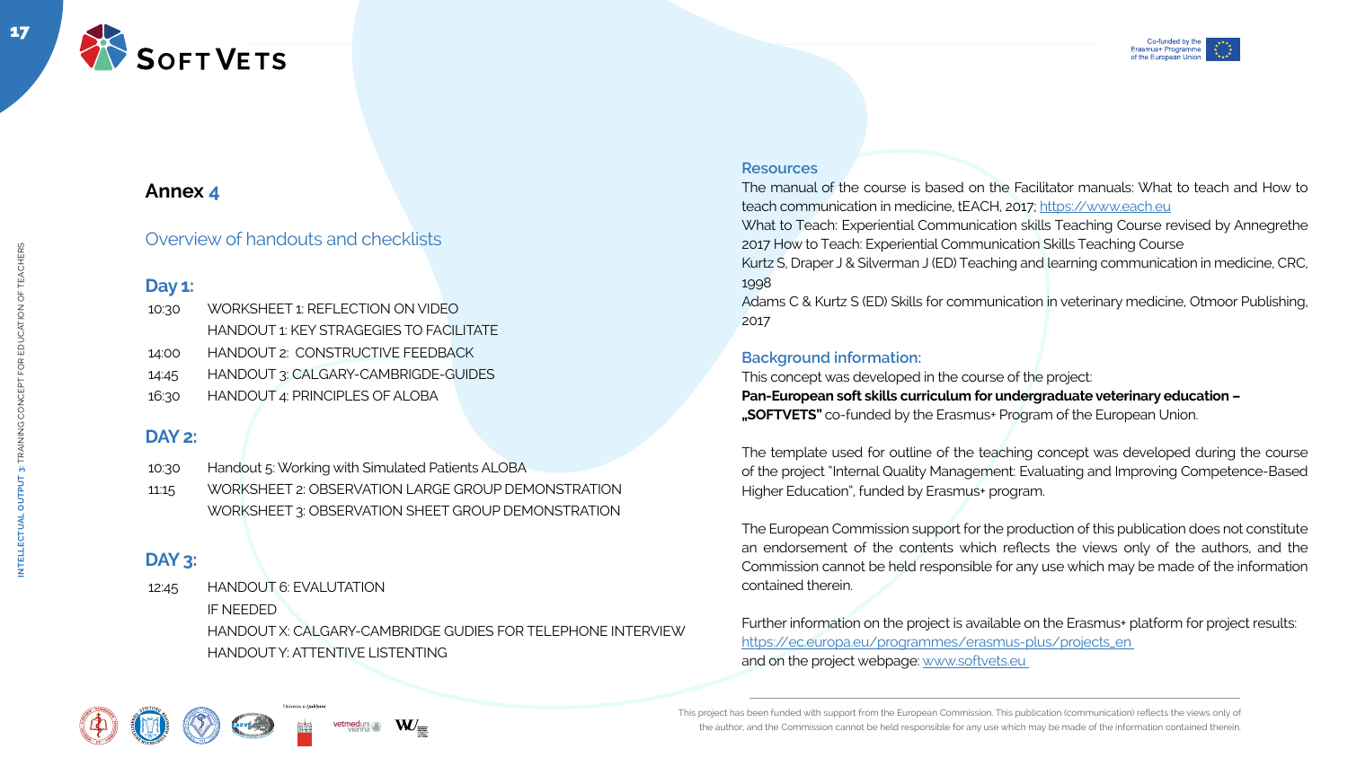## Annex 4

### Overview of handouts and checklists

### Day 1:

| | |
|---|---|
| 10:30 | WORKSHEET 1: REFLECTION ON VIDEO |
| | HANDOUT 1: KEY STRAGEGIES TO FACILITATE |
| 14:00 | HANDOUT 2: CONSTRUCTIVE FEEDBACK |
| 14:45 | HANDOUT 3: CALGARY-CAMBRIGDE-GUIDES |
| 16:30 | HANDOUT 4: PRINCIPLES OF ALOBA |

### DAY 2:

| | |
|---|---|
| 10:30 | Handout 5: Working with Simulated Patients ALOBA |
| 11:15 | WORKSHEET 2: OBSERVATION LARGE GROUP DEMONSTRATION |
| | WORKSHEET 3: OBSERVATION SHEET GROUP DEMONSTRATION |

### DAY 3:

| | |
|---|---|
| 12:45 | HANDOUT 6: EVALUTATION |
| | IF NEEDED |
| | HANDOUT X: CALGARY-CAMBRIDGE GUDIES FOR TELEPHONE INTERVIEW |
| | HANDOUT Y: ATTENTIVE LISTENTING |

### Resources

The manual of the course is based on the Facilitator manuals: What to teach and How to teach communication in medicine, tEACH, 2017; https://www.each.eu
What to Teach: Experiential Communication skills Teaching Course revised by Annegrethe 2017 How to Teach: Experiential Communication Skills Teaching Course
Kurtz S, Draper J & Silverman J (ED) Teaching and learning communication in medicine, CRC, 1998
Adams C & Kurtz S (ED) Skills for communication in veterinary medicine, Otmoor Publishing, 2017

### Background information:

This concept was developed in the course of the project:
**Pan-European soft skills curriculum for undergraduate veterinary education – „SOFTVETS"** co-funded by the Erasmus+ Program of the European Union.

The template used for outline of the teaching concept was developed during the course of the project "Internal Quality Management: Evaluating and Improving Competence-Based Higher Education", funded by Erasmus+ program.

The European Commission support for the production of this publication does not constitute an endorsement of the contents which reflects the views only of the authors, and the Commission cannot be held responsible for any use which may be made of the information contained therein.

Further information on the project is available on the Erasmus+ platform for project results: https://ec.europa.eu/programmes/erasmus-plus/projects_en
and on the project webpage: www.softvets.eu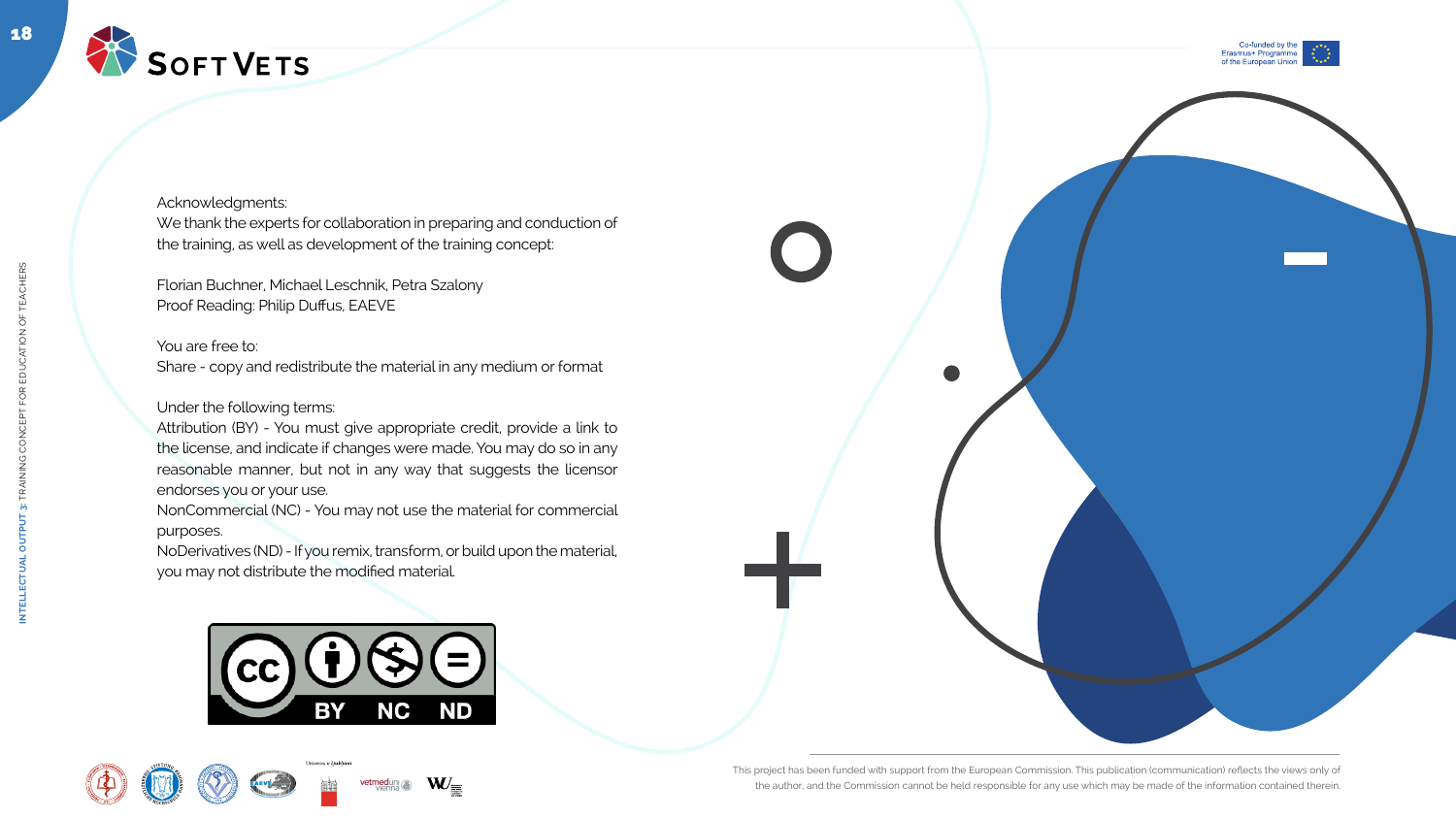Acknowledgments:
We thank the experts for collaboration in preparing and conduction of the training, as well as development of the training concept:

Florian Buchner, Michael Leschnik, Petra Szalony
Proof Reading: Philip Duffus, EAEVE

You are free to:
Share - copy and redistribute the material in any medium or format

Under the following terms:
Attribution (BY) - You must give appropriate credit, provide a link to the license, and indicate if changes were made. You may do so in any reasonable manner, but not in any way that suggests the licensor endorses you or your use.
NonCommercial (NC) - You may not use the material for commercial purposes.
NoDerivatives (ND) - If you remix, transform, or build upon the material, you may not distribute the modified material.

This project has been funded with support from the European Commission. This publication (communication) reflects the views only of the author, and the Commission cannot be held responsible for any use which may be made of the information contained therein.